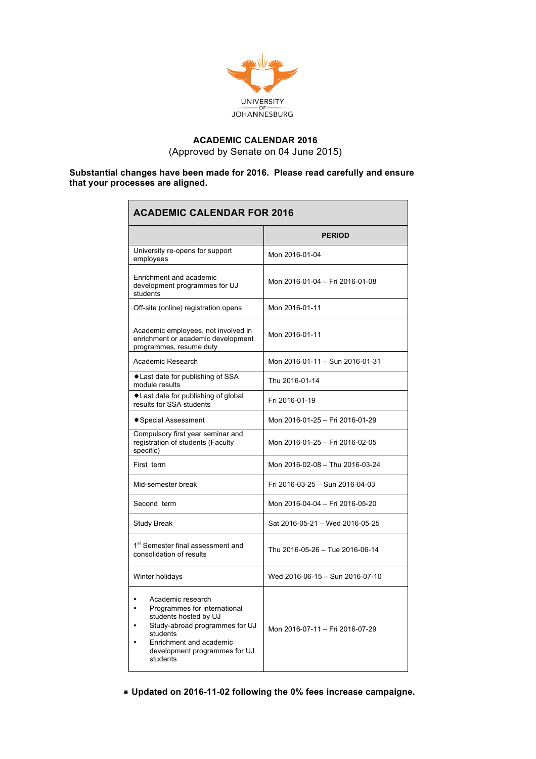UNIVERSITY OF JOHANNESBURG

**ACADEMIC CALENDAR 2016**

(Approved by Senate on 04 June 2015)

**Substantial changes have been made for 2016. Please read carefully and ensure that your processes are aligned.**

| ACADEMIC CALENDAR FOR 2016 | |
|---|---|
| | **PERIOD** |
| University re-opens for support employees | Mon 2016-01-04 |
| Enrichment and academic development programmes for UJ students | Mon 2016-01-04 – Fri 2016-01-08 |
| Off-site (online) registration opens | Mon 2016-01-11 |
| Academic employees, not involved in enrichment or academic development programmes, resume duty | Mon 2016-01-11 |
| Academic Research | Mon 2016-01-11 – Sun 2016-01-31 |
| ✱Last date for publishing of SSA module results | Thu 2016-01-14 |
| ✱Last date for publishing of global results for SSA students | Fri 2016-01-19 |
| ✱Special Assessment | Mon 2016-01-25 – Fri 2016-01-29 |
| Compulsory first year seminar and registration of students (Faculty specific) | Mon 2016-01-25 – Fri 2016-02-05 |
| First term | Mon 2016-02-08 – Thu 2016-03-24 |
| Mid-semester break | Fri 2016-03-25 – Sun 2016-04-03 |
| Second term | Mon 2016-04-04 – Fri 2016-05-20 |
| Study Break | Sat 2016-05-21 – Wed 2016-05-25 |
| 1st Semester final assessment and consolidation of results | Thu 2016-05-26 – Tue 2016-06-14 |
| Winter holidays | Wed 2016-06-15 – Sun 2016-07-10 |
| • Academic research<br>• Programmes for international students hosted by UJ<br>• Study-abroad programmes for UJ students<br>• Enrichment and academic development programmes for UJ students | Mon 2016-07-11 – Fri 2016-07-29 |

✱ **Updated on 2016-11-02 following the 0% fees increase campaigne.**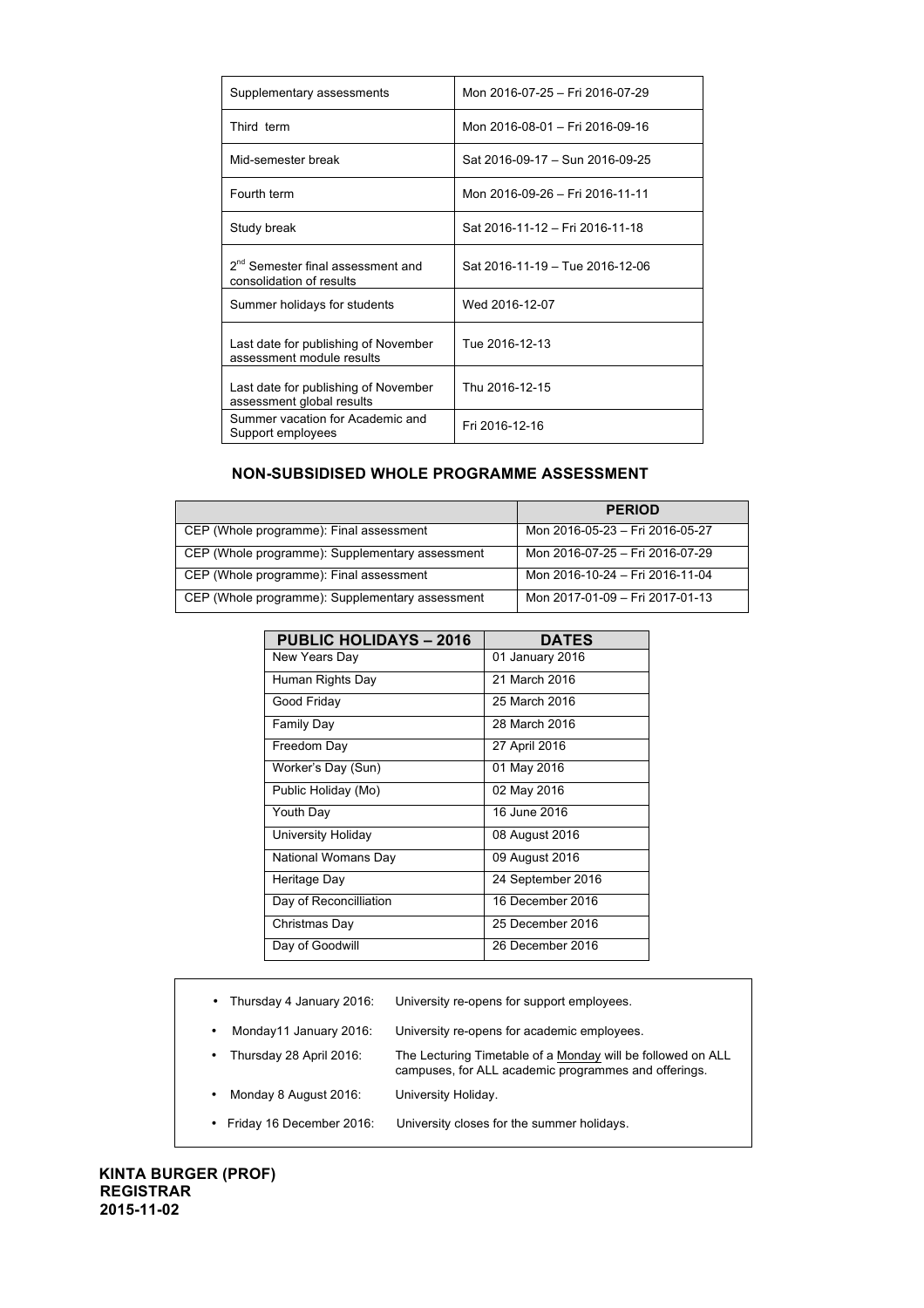| | |
|---|---|
| Supplementary assessments | Mon 2016-07-25 – Fri 2016-07-29 |
| Third term | Mon 2016-08-01 – Fri 2016-09-16 |
| Mid-semester break | Sat 2016-09-17 – Sun 2016-09-25 |
| Fourth term | Mon 2016-09-26 – Fri 2016-11-11 |
| Study break | Sat 2016-11-12 – Fri 2016-11-18 |
| 2nd Semester final assessment and consolidation of results | Sat 2016-11-19 – Tue 2016-12-06 |
| Summer holidays for students | Wed 2016-12-07 |
| Last date for publishing of November assessment module results | Tue 2016-12-13 |
| Last date for publishing of November assessment global results | Thu 2016-12-15 |
| Summer vacation for Academic and Support employees | Fri 2016-12-16 |

**NON-SUBSIDISED WHOLE PROGRAMME ASSESSMENT**

| | **PERIOD** |
|---|---|
| CEP (Whole programme): Final assessment | Mon 2016-05-23 – Fri 2016-05-27 |
| CEP (Whole programme): Supplementary assessment | Mon 2016-07-25 – Fri 2016-07-29 |
| CEP (Whole programme): Final assessment | Mon 2016-10-24 – Fri 2016-11-04 |
| CEP (Whole programme): Supplementary assessment | Mon 2017-01-09 – Fri 2017-01-13 |

| **PUBLIC HOLIDAYS – 2016** | **DATES** |
|---|---|
| New Years Day | 01 January 2016 |
| Human Rights Day | 21 March 2016 |
| Good Friday | 25 March 2016 |
| Family Day | 28 March 2016 |
| Freedom Day | 27 April 2016 |
| Worker's Day (Sun) | 01 May 2016 |
| Public Holiday (Mo) | 02 May 2016 |
| Youth Day | 16 June 2016 |
| University Holiday | 08 August 2016 |
| National Womans Day | 09 August 2016 |
| Heritage Day | 24 September 2016 |
| Day of Reconcilliation | 16 December 2016 |
| Christmas Day | 25 December 2016 |
| Day of Goodwill | 26 December 2016 |

- Thursday 4 January 2016: University re-opens for support employees.
- Monday11 January 2016: University re-opens for academic employees.
- Thursday 28 April 2016: The Lecturing Timetable of a Monday will be followed on ALL campuses, for ALL academic programmes and offerings.
- Monday 8 August 2016: University Holiday.
- Friday 16 December 2016: University closes for the summer holidays.

**KINTA BURGER (PROF)**
**REGISTRAR**
**2015-11-02**